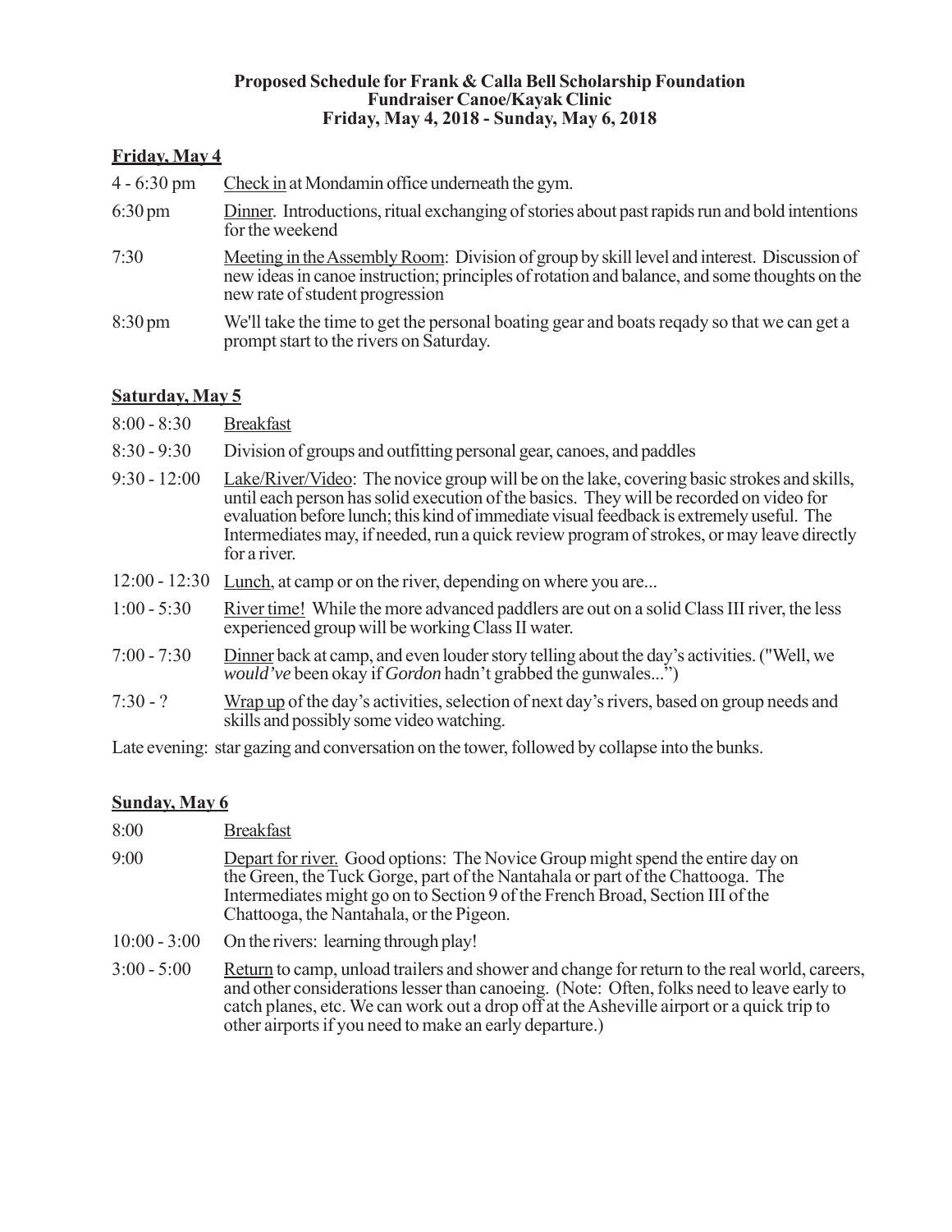**Proposed Schedule for Frank & Calla Bell Scholarship Foundation**
**Fundraiser Canoe/Kayak Clinic**
**Friday, May 4, 2018 - Sunday, May 6, 2018**

## Friday, May 4

4 - 6:30 pm — Check in at Mondamin office underneath the gym.

6:30 pm — Dinner. Introductions, ritual exchanging of stories about past rapids run and bold intentions for the weekend

7:30 — Meeting in the Assembly Room: Division of group by skill level and interest. Discussion of new ideas in canoe instruction; principles of rotation and balance, and some thoughts on the new rate of student progression

8:30 pm — We'll take the time to get the personal boating gear and boats reqady so that we can get a prompt start to the rivers on Saturday.

## Saturday, May 5

8:00 - 8:30 — Breakfast

8:30 - 9:30 — Division of groups and outfitting personal gear, canoes, and paddles

9:30 - 12:00 — Lake/River/Video: The novice group will be on the lake, covering basic strokes and skills, until each person has solid execution of the basics. They will be recorded on video for evaluation before lunch; this kind of immediate visual feedback is extremely useful. The Intermediates may, if needed, run a quick review program of strokes, or may leave directly for a river.

12:00 - 12:30 — Lunch, at camp or on the river, depending on where you are...

1:00 - 5:30 — River time! While the more advanced paddlers are out on a solid Class III river, the less experienced group will be working Class II water.

7:00 - 7:30 — Dinner back at camp, and even louder story telling about the day's activities. ("Well, we *would've* been okay if *Gordon* hadn't grabbed the gunwales...")

7:30 - ? — Wrap up of the day's activities, selection of next day's rivers, based on group needs and skills and possibly some video watching.

Late evening: star gazing and conversation on the tower, followed by collapse into the bunks.

## Sunday, May 6

8:00 — Breakfast

9:00 — Depart for river. Good options: The Novice Group might spend the entire day on the Green, the Tuck Gorge, part of the Nantahala or part of the Chattooga. The Intermediates might go on to Section 9 of the French Broad, Section III of the Chattooga, the Nantahala, or the Pigeon.

10:00 - 3:00 — On the rivers: learning through play!

3:00 - 5:00 — Return to camp, unload trailers and shower and change for return to the real world, careers, and other considerations lesser than canoeing. (Note: Often, folks need to leave early to catch planes, etc. We can work out a drop off at the Asheville airport or a quick trip to other airports if you need to make an early departure.)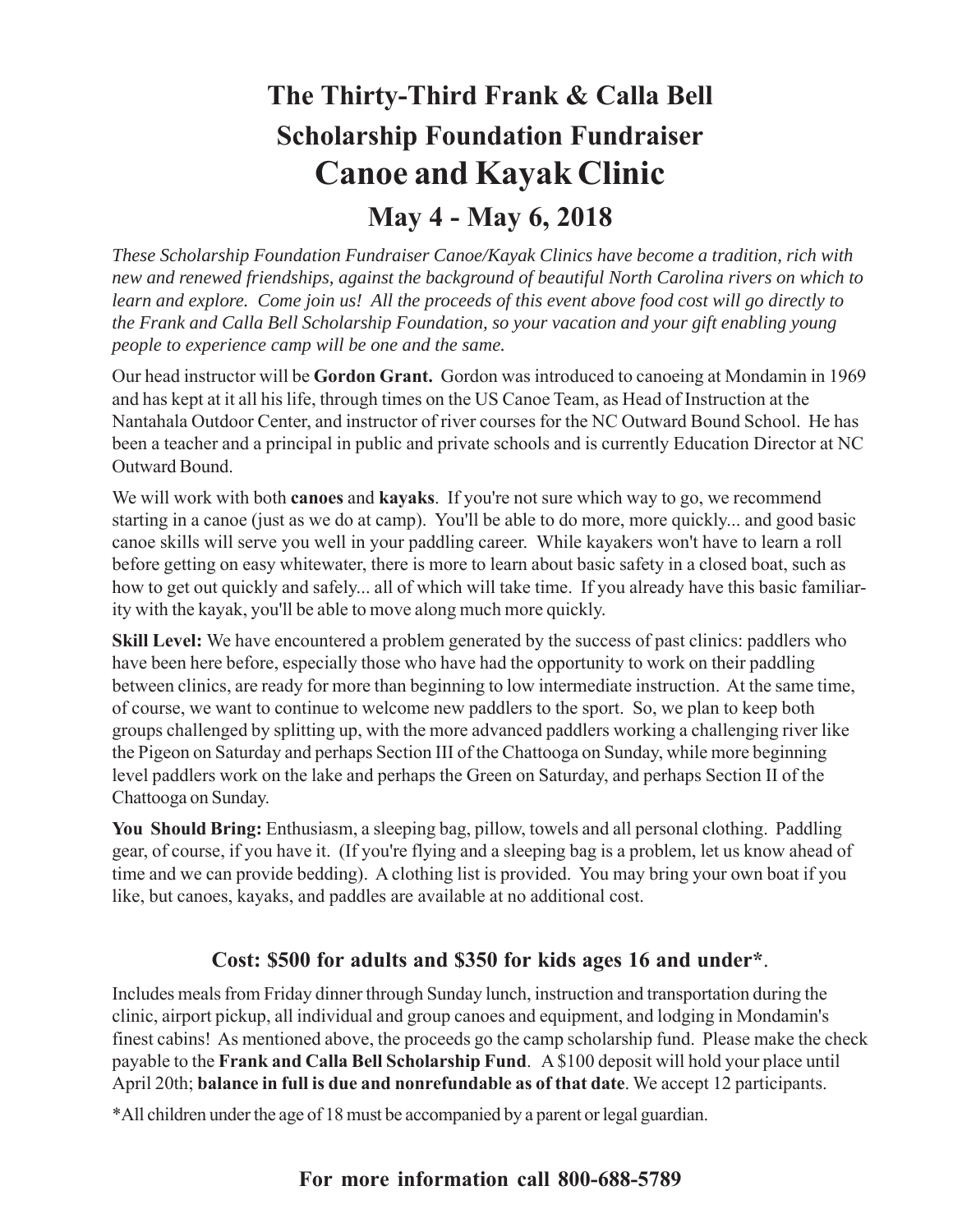# The Thirty-Third Frank & Calla Bell Scholarship Foundation Fundraiser

# Canoe and Kayak Clinic

## May 4 - May 6, 2018

*These Scholarship Foundation Fundraiser Canoe/Kayak Clinics have become a tradition, rich with new and renewed friendships, against the background of beautiful North Carolina rivers on which to learn and explore. Come join us! All the proceeds of this event above food cost will go directly to the Frank and Calla Bell Scholarship Foundation, so your vacation and your gift enabling young people to experience camp will be one and the same.*

Our head instructor will be **Gordon Grant.** Gordon was introduced to canoeing at Mondamin in 1969 and has kept at it all his life, through times on the US Canoe Team, as Head of Instruction at the Nantahala Outdoor Center, and instructor of river courses for the NC Outward Bound School. He has been a teacher and a principal in public and private schools and is currently Education Director at NC Outward Bound.

We will work with both **canoes** and **kayaks**. If you're not sure which way to go, we recommend starting in a canoe (just as we do at camp). You'll be able to do more, more quickly... and good basic canoe skills will serve you well in your paddling career. While kayakers won't have to learn a roll before getting on easy whitewater, there is more to learn about basic safety in a closed boat, such as how to get out quickly and safely... all of which will take time. If you already have this basic familiarity with the kayak, you'll be able to move along much more quickly.

**Skill Level:** We have encountered a problem generated by the success of past clinics: paddlers who have been here before, especially those who have had the opportunity to work on their paddling between clinics, are ready for more than beginning to low intermediate instruction. At the same time, of course, we want to continue to welcome new paddlers to the sport. So, we plan to keep both groups challenged by splitting up, with the more advanced paddlers working a challenging river like the Pigeon on Saturday and perhaps Section III of the Chattooga on Sunday, while more beginning level paddlers work on the lake and perhaps the Green on Saturday, and perhaps Section II of the Chattooga on Sunday.

**You Should Bring:** Enthusiasm, a sleeping bag, pillow, towels and all personal clothing. Paddling gear, of course, if you have it. (If you're flying and a sleeping bag is a problem, let us know ahead of time and we can provide bedding). A clothing list is provided. You may bring your own boat if you like, but canoes, kayaks, and paddles are available at no additional cost.

### Cost: $500 for adults and $350 for kids ages 16 and under*.

Includes meals from Friday dinner through Sunday lunch, instruction and transportation during the clinic, airport pickup, all individual and group canoes and equipment, and lodging in Mondamin's finest cabins! As mentioned above, the proceeds go the camp scholarship fund. Please make the check payable to the **Frank and Calla Bell Scholarship Fund**. A $100 deposit will hold your place until April 20th; **balance in full is due and nonrefundable as of that date**. We accept 12 participants.

*All children under the age of 18 must be accompanied by a parent or legal guardian.

### For more information call 800-688-5789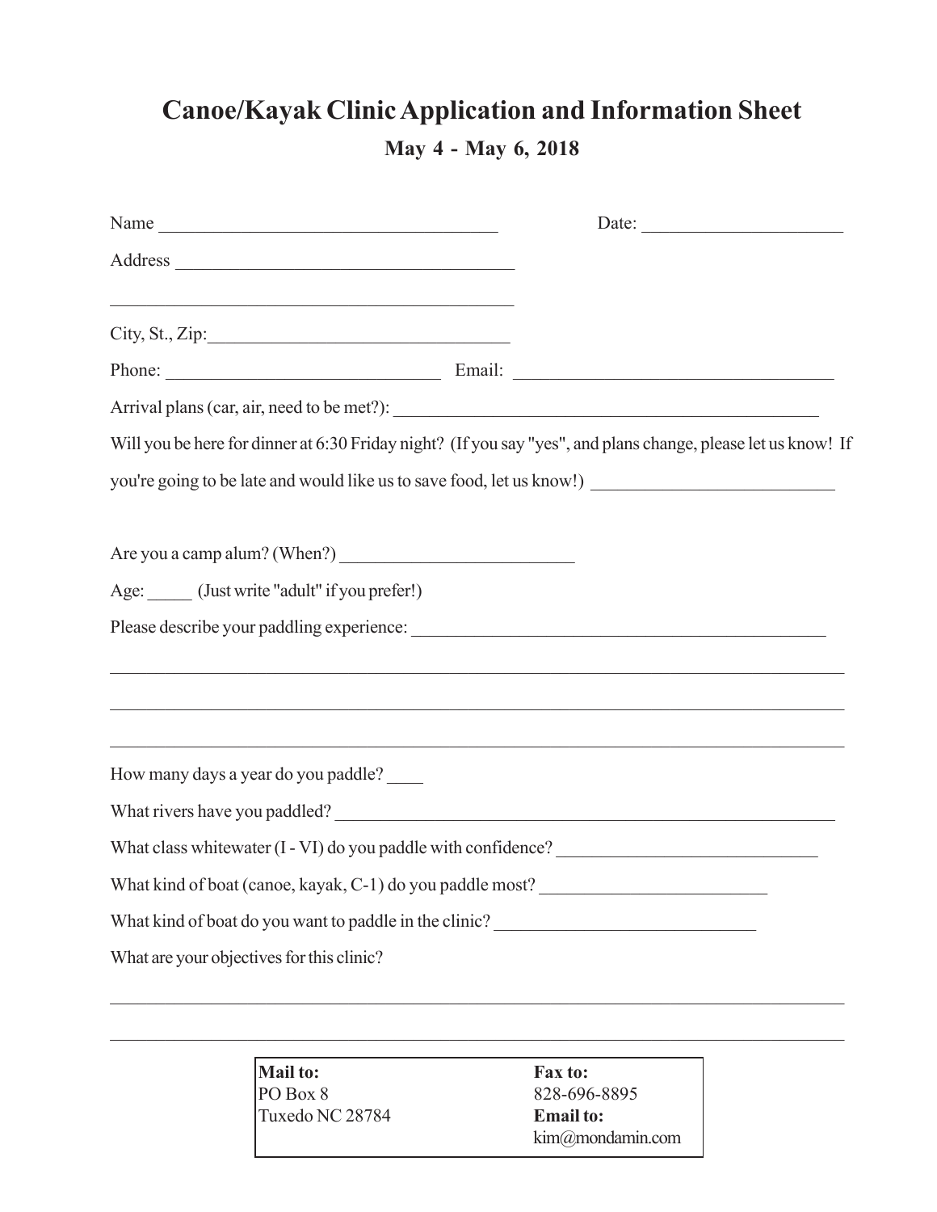# Canoe/Kayak Clinic Application and Information Sheet

## May 4 - May 6, 2018

Name ____________________________________ Date: _____________________

Address ____________________________________

____________________________________________

City, St., Zip:________________________________

Phone: ______________________________ Email: ___________________________________

Arrival plans (car, air, need to be met?): ______________________________________________

Will you be here for dinner at 6:30 Friday night? (If you say "yes", and plans change, please let us know! If you're going to be late and would like us to save food, let us know!) __________________________

Are you a camp alum? (When?) _________________________

Age: _____ (Just write "adult" if you prefer!)

Please describe your paddling experience: _______________________________________________

_________________________________________________________________________________

_________________________________________________________________________________

_________________________________________________________________________________

How many days a year do you paddle? ____

What rivers have you paddled? _______________________________________________________

What class whitewater (I - VI) do you paddle with confidence? ____________________________

What kind of boat (canoe, kayak, C-1) do you paddle most? _________________________

What kind of boat do you want to paddle in the clinic? ____________________________

What are your objectives for this clinic?

_________________________________________________________________________________

_________________________________________________________________________________

| **Mail to:** | **Fax to:** |
|---|---|
| PO Box 8 | 828-696-8895 |
| Tuxedo NC 28784 | **Email to:** |
| | kim@mondamin.com |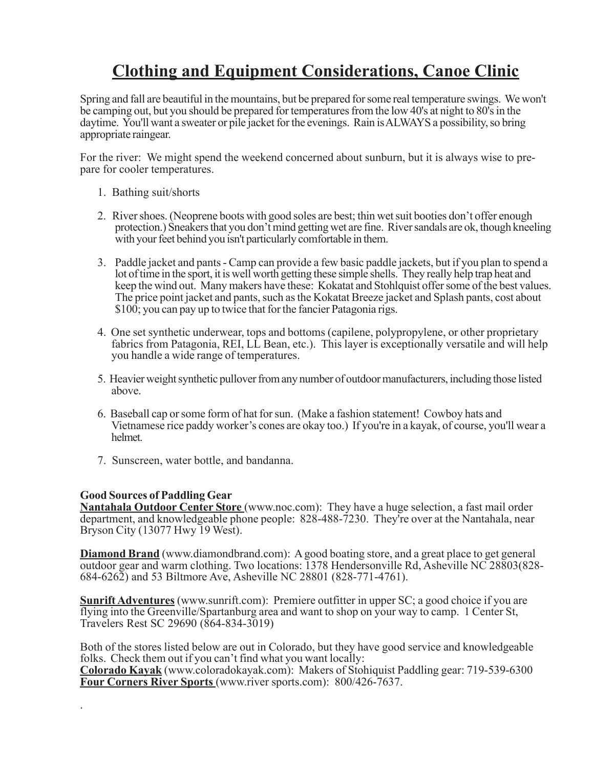# Clothing and Equipment Considerations, Canoe Clinic

Spring and fall are beautiful in the mountains, but be prepared for some real temperature swings. We won't be camping out, but you should be prepared for temperatures from the low 40's at night to 80's in the daytime. You'll want a sweater or pile jacket for the evenings. Rain is ALWAYS a possibility, so bring appropriate raingear.

For the river: We might spend the weekend concerned about sunburn, but it is always wise to prepare for cooler temperatures.

1. Bathing suit/shorts
2. River shoes. (Neoprene boots with good soles are best; thin wet suit booties don't offer enough protection.) Sneakers that you don't mind getting wet are fine. River sandals are ok, though kneeling with your feet behind you isn't particularly comfortable in them.
3. Paddle jacket and pants - Camp can provide a few basic paddle jackets, but if you plan to spend a lot of time in the sport, it is well worth getting these simple shells. They really help trap heat and keep the wind out. Many makers have these: Kokatat and Stohlquist offer some of the best values. The price point jacket and pants, such as the Kokatat Breeze jacket and Splash pants, cost about $100; you can pay up to twice that for the fancier Patagonia rigs.
4. One set synthetic underwear, tops and bottoms (capilene, polypropylene, or other proprietary fabrics from Patagonia, REI, LL Bean, etc.). This layer is exceptionally versatile and will help you handle a wide range of temperatures.
5. Heavier weight synthetic pullover from any number of outdoor manufacturers, including those listed above.
6. Baseball cap or some form of hat for sun. (Make a fashion statement! Cowboy hats and Vietnamese rice paddy worker's cones are okay too.) If you're in a kayak, of course, you'll wear a helmet.
7. Sunscreen, water bottle, and bandanna.

**Good Sources of Paddling Gear**

**Nantahala Outdoor Center Store** (www.noc.com): They have a huge selection, a fast mail order department, and knowledgeable phone people: 828-488-7230. They're over at the Nantahala, near Bryson City (13077 Hwy 19 West).

**Diamond Brand** (www.diamondbrand.com): A good boating store, and a great place to get general outdoor gear and warm clothing. Two locations: 1378 Hendersonville Rd, Asheville NC 28803(828-684-6262) and 53 Biltmore Ave, Asheville NC 28801 (828-771-4761).

**Sunrift Adventures** (www.sunrift.com): Premiere outfitter in upper SC; a good choice if you are flying into the Greenville/Spartanburg area and want to shop on your way to camp. 1 Center St, Travelers Rest SC 29690 (864-834-3019)

Both of the stores listed below are out in Colorado, but they have good service and knowledgeable folks. Check them out if you can't find what you want locally:
**Colorado Kayak** (www.coloradokayak.com): Makers of Stohiquist Paddling gear: 719-539-6300
**Four Corners River Sports** (www.river sports.com): 800/426-7637.